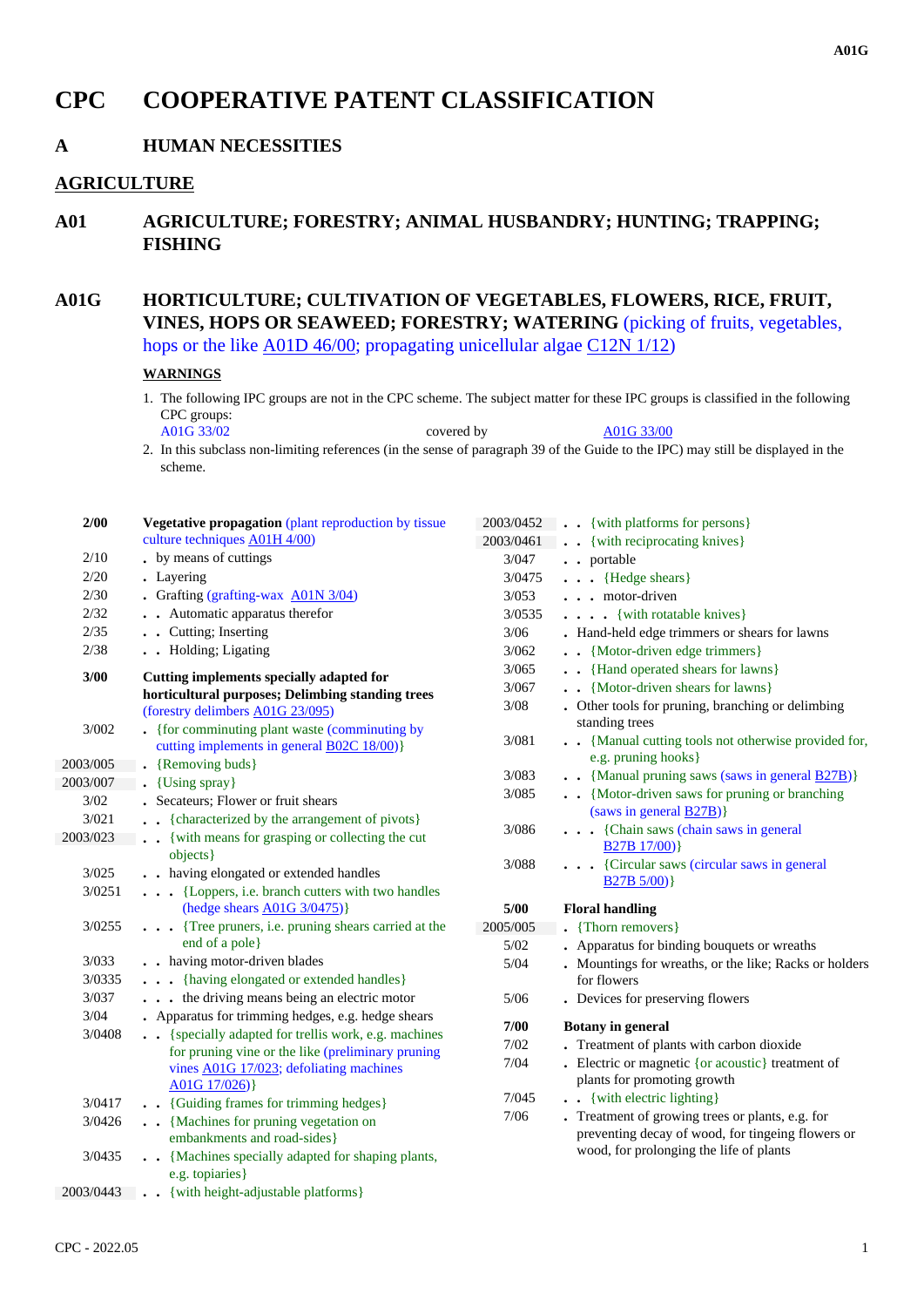# CPC COOPERATIVE PATENT CLASSIFICATION

## A HUMAN NECESSITIES

## AGRICULTURE

## A01 AGRICULTURE; FORESTRY; ANIMAL HUSBANDRY; HUNTING; TRAPPING; FISHING

## A01G HORTICULTURE; CULTIVATION OF VEGETABLES, FLOWERS, RICE, FRUIT, VINES, HOPS OR SEAWEED; FORESTRY; WATERING (picking of fruits, vegetables, hops or the like A01D 46/00; propagating unicellular algae C12N 1/12)

**WARNINGS**

1. The following IPC groups are not in the CPC scheme. The subject matter for these IPC groups is classified in the following CPC groups:
   A01G 33/02 covered by A01G 33/00
2. In this subclass non-limiting references (in the sense of paragraph 39 of the Guide to the IPC) may still be displayed in the scheme.

| Group | Title |
|---|---|
| **2/00** | **Vegetative propagation** (plant reproduction by tissue culture techniques A01H 4/00) |
| 2/10 | . by means of cuttings |
| 2/20 | . Layering |
| 2/30 | . Grafting (grafting-wax A01N 3/04) |
| 2/32 | . . Automatic apparatus therefor |
| 2/35 | . . Cutting; Inserting |
| 2/38 | . . Holding; Ligating |
| **3/00** | **Cutting implements specially adapted for horticultural purposes; Delimbing standing trees** (forestry delimbers A01G 23/095) |
| 3/002 | . {for comminuting plant waste (comminuting by cutting implements in general B02C 18/00)} |
| 2003/005 | . {Removing buds} |
| 2003/007 | . {Using spray} |
| 3/02 | . Secateurs; Flower or fruit shears |
| 3/021 | . . {characterized by the arrangement of pivots} |
| 2003/023 | . . {with means for grasping or collecting the cut objects} |
| 3/025 | . . having elongated or extended handles |
| 3/0251 | . . . {Loppers, i.e. branch cutters with two handles (hedge shears A01G 3/0475)} |
| 3/0255 | . . . {Tree pruners, i.e. pruning shears carried at the end of a pole} |
| 3/033 | . . having motor-driven blades |
| 3/0335 | . . . {having elongated or extended handles} |
| 3/037 | . . . the driving means being an electric motor |
| 3/04 | . Apparatus for trimming hedges, e.g. hedge shears |
| 3/0408 | . . {specially adapted for trellis work, e.g. machines for pruning vine or the like (preliminary pruning vines A01G 17/023; defoliating machines A01G 17/026)} |
| 3/0417 | . . {Guiding frames for trimming hedges} |
| 3/0426 | . . {Machines for pruning vegetation on embankments and road-sides} |
| 3/0435 | . . {Machines specially adapted for shaping plants, e.g. topiaries} |
| 2003/0443 | . . {with height-adjustable platforms} |
| 2003/0452 | . . {with platforms for persons} |
| 2003/0461 | . . {with reciprocating knives} |
| 3/047 | . . portable |
| 3/0475 | . . . {Hedge shears} |
| 3/053 | . . . motor-driven |
| 3/0535 | . . . . {with rotatable knives} |
| 3/06 | . Hand-held edge trimmers or shears for lawns |
| 3/062 | . . {Motor-driven edge trimmers} |
| 3/065 | . . {Hand operated shears for lawns} |
| 3/067 | . . {Motor-driven shears for lawns} |
| 3/08 | . Other tools for pruning, branching or delimbing standing trees |
| 3/081 | . . {Manual cutting tools not otherwise provided for, e.g. pruning hooks} |
| 3/083 | . . {Manual pruning saws (saws in general B27B)} |
| 3/085 | . . {Motor-driven saws for pruning or branching (saws in general B27B)} |
| 3/086 | . . . {Chain saws (chain saws in general B27B 17/00)} |
| 3/088 | . . . {Circular saws (circular saws in general B27B 5/00)} |
| **5/00** | **Floral handling** |
| 2005/005 | . {Thorn removers} |
| 5/02 | . Apparatus for binding bouquets or wreaths |
| 5/04 | . Mountings for wreaths, or the like; Racks or holders for flowers |
| 5/06 | . Devices for preserving flowers |
| **7/00** | **Botany in general** |
| 7/02 | . Treatment of plants with carbon dioxide |
| 7/04 | . Electric or magnetic {or acoustic} treatment of plants for promoting growth |
| 7/045 | . . {with electric lighting} |
| 7/06 | . Treatment of growing trees or plants, e.g. for preventing decay of wood, for tingeing flowers or wood, for prolonging the life of plants |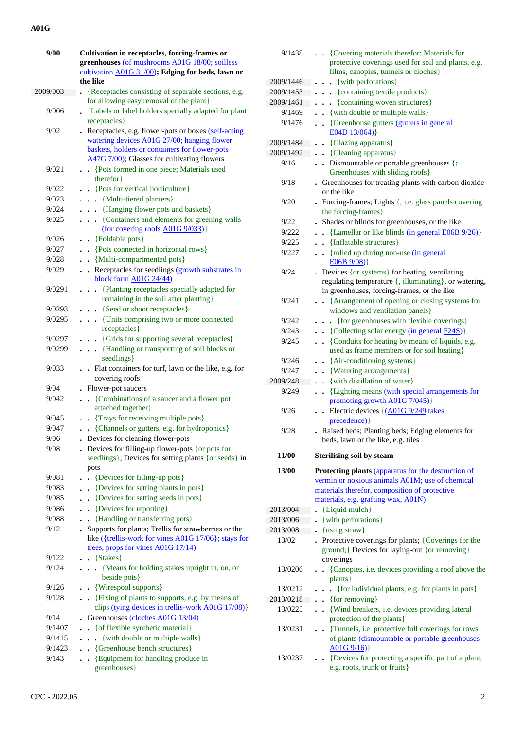A01G

| | |
|---|---|
| **9/00** | **Cultivation in receptacles, forcing-frames or greenhouses** (of mushrooms A01G 18/00; soilless cultivation A01G 31/00)**; Edging for beds, lawn or the like** |
| 2009/003 | . {Receptacles consisting of separable sections, e.g. for allowing easy removal of the plant} |
| 9/006 | . {Labels or label holders specially adapted for plant receptacles} |
| 9/02 | . Receptacles, e.g. flower-pots or boxes (self-acting watering devices A01G 27/00; hanging flower baskets, holders or containers for flower-pots A47G 7/00); Glasses for cultivating flowers |
| 9/021 | . . {Pots formed in one piece; Materials used therefor} |
| 9/022 | . . {Pots for vertical horticulture} |
| 9/023 | . . . {Multi-tiered planters} |
| 9/024 | . . . {Hanging flower pots and baskets} |
| 9/025 | . . . {Containers and elements for greening walls (for covering roofs A01G 9/033)} |
| 9/026 | . . {Foldable pots} |
| 9/027 | . . {Pots connected in horizontal rows} |
| 9/028 | . . {Multi-compartmented pots} |
| 9/029 | . . Receptacles for seedlings (growth substrates in block form A01G 24/44) |
| 9/0291 | . . . {Planting receptacles specially adapted for remaining in the soil after planting} |
| 9/0293 | . . . {Seed or shoot receptacles} |
| 9/0295 | . . . {Units comprising two or more connected receptacles} |
| 9/0297 | . . . {Grids for supporting several receptacles} |
| 9/0299 | . . . {Handling or transporting of soil blocks or seedlings} |
| 9/033 | . . Flat containers for turf, lawn or the like, e.g. for covering roofs |
| 9/04 | . Flower-pot saucers |
| 9/042 | . . {Combinations of a saucer and a flower pot attached together} |
| 9/045 | . . {Trays for receiving multiple pots} |
| 9/047 | . . {Channels or gutters, e.g. for hydroponics} |
| 9/06 | . Devices for cleaning flower-pots |
| 9/08 | . Devices for filling-up flower-pots {or pots for seedlings}; Devices for setting plants {or seeds} in pots |
| 9/081 | . . {Devices for filling-up pots} |
| 9/083 | . . {Devices for setting plants in pots} |
| 9/085 | . . {Devices for setting seeds in pots} |
| 9/086 | . . {Devices for repotting} |
| 9/088 | . . {Handling or transferring pots} |
| 9/12 | . Supports for plants; Trellis for strawberries or the like ({trellis-work for vines A01G 17/06}; stays for trees, props for vines A01G 17/14) |
| 9/122 | . . {Stakes} |
| 9/124 | . . . {Means for holding stakes upright in, on, or beside pots} |
| 9/126 | . . {Wirespool supports} |
| 9/128 | . . {Fixing of plants to supports, e.g. by means of clips (tying devices in trellis-work A01G 17/08)} |
| 9/14 | . Greenhouses (cloches A01G 13/04) |
| 9/1407 | . . {of flexible synthetic material} |
| 9/1415 | . . . {with double or multiple walls} |
| 9/1423 | . . {Greenhouse bench structures} |
| 9/143 | . . {Equipment for handling produce in greenhouses} |
| 9/1438 | . . {Covering materials therefor; Materials for protective coverings used for soil and plants, e.g. films, canopies, tunnels or cloches} |
| 2009/1446 | . . . {with perforations} |
| 2009/1453 | . . . {containing textile products} |
| 2009/1461 | . . . {containing woven structures} |
| 9/1469 | . . {with double or multiple walls} |
| 9/1476 | . . {Greenhouse gutters (gutters in general E04D 13/064)} |
| 2009/1484 | . . {Glazing apparatus} |
| 2009/1492 | . . {Cleaning apparatus} |
| 9/16 | . . Dismountable or portable greenhouses {; Greenhouses with sliding roofs} |
| 9/18 | . Greenhouses for treating plants with carbon dioxide or the like |
| 9/20 | . Forcing-frames; Lights {, i.e. glass panels covering the forcing-frames} |
| 9/22 | . Shades or blinds for greenhouses, or the like |
| 9/222 | . . {Lamellar or like blinds (in general E06B 9/26)} |
| 9/225 | . . {Inflatable structures} |
| 9/227 | . . {rolled up during non-use (in general E06B 9/08)} |
| 9/24 | . Devices {or systems} for heating, ventilating, regulating temperature {, illuminating}, or watering, in greenhouses, forcing-frames, or the like |
| 9/241 | . . {Arrangement of opening or closing systems for windows and ventilation panels} |
| 9/242 | . . . {for greenhouses with flexible coverings} |
| 9/243 | . . {Collecting solar energy (in general F24S)} |
| 9/245 | . . {Conduits for heating by means of liquids, e.g. used as frame members or for soil heating} |
| 9/246 | . . {Air-conditioning systems} |
| 9/247 | . . {Watering arrangements} |
| 2009/248 | . . {with distillation of water} |
| 9/249 | . . {Lighting means (with special arrangements for promoting growth A01G 7/045)} |
| 9/26 | . . Electric devices {(A01G 9/249 takes precedence)} |
| 9/28 | . Raised beds; Planting beds; Edging elements for beds, lawn or the like, e.g. tiles |
| **11/00** | **Sterilising soil by steam** |
| **13/00** | **Protecting plants** (apparatus for the destruction of vermin or noxious animals A01M; use of chemical materials therefor, composition of protective materials, e.g. grafting wax, A01N) |
| 2013/004 | . {Liquid mulch} |
| 2013/006 | . {with perforations} |
| 2013/008 | . {using straw} |
| 13/02 | . Protective coverings for plants; {Coverings for the ground;} Devices for laying-out {or removing} coverings |
| 13/0206 | . . {Canopies, i.e. devices providing a roof above the plants} |
| 13/0212 | . . . {for individual plants, e.g. for plants in pots} |
| 2013/0218 | . . {for removing} |
| 13/0225 | . . {Wind breakers, i.e. devices providing lateral protection of the plants} |
| 13/0231 | . . {Tunnels, i.e. protective full coverings for rows of plants (dismountable or portable greenhouses A01G 9/16)} |
| 13/0237 | . . {Devices for protecting a specific part of a plant, e.g. roots, trunk or fruits} |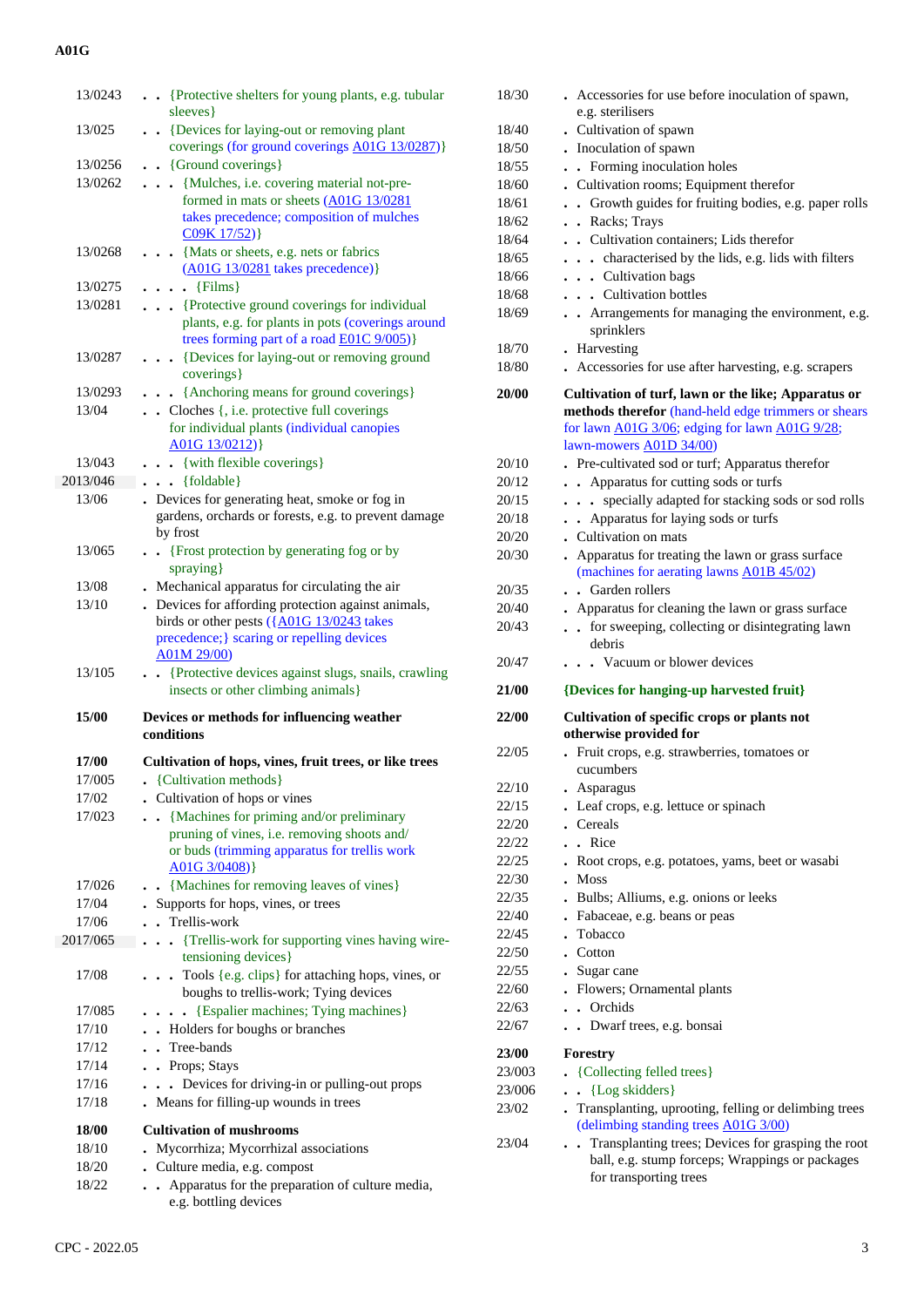13/0243 . . {Protective shelters for young plants, e.g. tubular sleeves}

13/025 . . {Devices for laying-out or removing plant coverings (for ground coverings A01G 13/0287)}

13/0256 . . {Ground coverings}

13/0262 . . . {Mulches, i.e. covering material not-pre-formed in mats or sheets (A01G 13/0281 takes precedence; composition of mulches C09K 17/52)}

13/0268 . . . {Mats or sheets, e.g. nets or fabrics (A01G 13/0281 takes precedence)}

13/0275 . . . . {Films}

13/0281 . . . {Protective ground coverings for individual plants, e.g. for plants in pots (coverings around trees forming part of a road E01C 9/005)}

13/0287 . . . {Devices for laying-out or removing ground coverings}

13/0293 . . . {Anchoring means for ground coverings}

13/04 . . Cloches {, i.e. protective full coverings for individual plants (individual canopies A01G 13/0212)}

13/043 . . . {with flexible coverings}

2013/046 . . . {foldable}

13/06 . Devices for generating heat, smoke or fog in gardens, orchards or forests, e.g. to prevent damage by frost

13/065 . . {Frost protection by generating fog or by spraying}

13/08 . Mechanical apparatus for circulating the air

13/10 . Devices for affording protection against animals, birds or other pests ({A01G 13/0243 takes precedence;} scaring or repelling devices A01M 29/00)

13/105 . . {Protective devices against slugs, snails, crawling insects or other climbing animals}

**15/00 Devices or methods for influencing weather conditions**

**17/00 Cultivation of hops, vines, fruit trees, or like trees**

17/005 . {Cultivation methods}

17/02 . Cultivation of hops or vines

17/023 . . {Machines for priming and/or preliminary pruning of vines, i.e. removing shoots and/or buds (trimming apparatus for trellis work A01G 3/0408)}

17/026 . . {Machines for removing leaves of vines}

17/04 . Supports for hops, vines, or trees

17/06 . . Trellis-work

2017/065 . . . {Trellis-work for supporting vines having wire-tensioning devices}

17/08 . . . Tools {e.g. clips} for attaching hops, vines, or boughs to trellis-work; Tying devices

17/085 . . . . {Espalier machines; Tying machines}

17/10 . . Holders for boughs or branches

17/12 . . Tree-bands

17/14 . . Props; Stays

17/16 . . . Devices for driving-in or pulling-out props

17/18 . Means for filling-up wounds in trees

**18/00 Cultivation of mushrooms**

18/10 . Mycorrhiza; Mycorrhizal associations

18/20 . Culture media, e.g. compost

18/22 . . Apparatus for the preparation of culture media, e.g. bottling devices

18/30 . Accessories for use before inoculation of spawn, e.g. sterilisers

18/40 . Cultivation of spawn

18/50 . Inoculation of spawn

18/55 . . Forming inoculation holes

18/60 . Cultivation rooms; Equipment therefor

18/61 . . Growth guides for fruiting bodies, e.g. paper rolls

18/62 . . Racks; Trays

18/64 . . Cultivation containers; Lids therefor

18/65 . . . characterised by the lids, e.g. lids with filters

18/66 . . . Cultivation bags

18/68 . . . Cultivation bottles

18/69 . . Arrangements for managing the environment, e.g. sprinklers

18/70 . Harvesting

18/80 . Accessories for use after harvesting, e.g. scrapers

**20/00 Cultivation of turf, lawn or the like; Apparatus or methods therefor** (hand-held edge trimmers or shears for lawn A01G 3/06; edging for lawn A01G 9/28; lawn-mowers A01D 34/00)

20/10 . Pre-cultivated sod or turf; Apparatus therefor

20/12 . . Apparatus for cutting sods or turfs

20/15 . . . specially adapted for stacking sods or sod rolls

20/18 . . Apparatus for laying sods or turfs

20/20 . Cultivation on mats

20/30 . Apparatus for treating the lawn or grass surface (machines for aerating lawns A01B 45/02)

20/35 . . Garden rollers

20/40 . Apparatus for cleaning the lawn or grass surface

20/43 . . for sweeping, collecting or disintegrating lawn debris

20/47 . . . Vacuum or blower devices

**21/00 {Devices for hanging-up harvested fruit}**

**22/00 Cultivation of specific crops or plants not otherwise provided for**

22/05 . Fruit crops, e.g. strawberries, tomatoes or cucumbers

22/10 . Asparagus

22/15 . Leaf crops, e.g. lettuce or spinach

22/20 . Cereals

22/22 . . Rice

22/25 . Root crops, e.g. potatoes, yams, beet or wasabi

22/30 . Moss

22/35 . Bulbs; Alliums, e.g. onions or leeks

22/40 . Fabaceae, e.g. beans or peas

22/45 . Tobacco

22/50 . Cotton

22/55 . Sugar cane

22/60 . Flowers; Ornamental plants

22/63 . . Orchids

22/67 . . Dwarf trees, e.g. bonsai

**23/00 Forestry**

23/003 . {Collecting felled trees}

23/006 . . {Log skidders}

23/02 . Transplanting, uprooting, felling or delimbing trees (delimbing standing trees A01G 3/00)

23/04 . . Transplanting trees; Devices for grasping the root ball, e.g. stump forceps; Wrappings or packages for transporting trees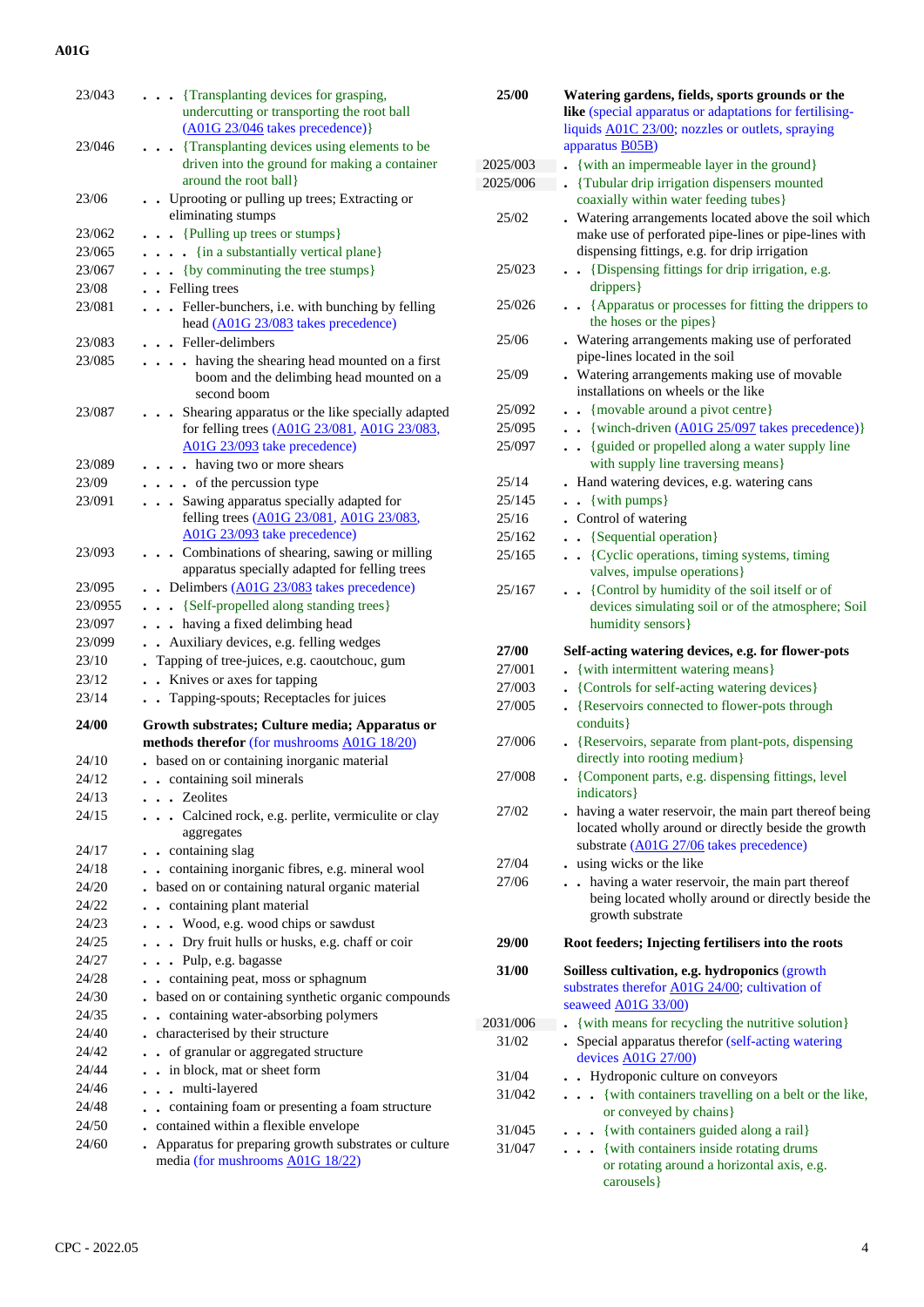| Code | Description |
|---|---|
| 23/043 | . . . {Transplanting devices for grasping, undercutting or transporting the root ball (A01G 23/046 takes precedence)} |
| 23/046 | . . . {Transplanting devices using elements to be driven into the ground for making a container around the root ball} |
| 23/06 | . . Uprooting or pulling up trees; Extracting or eliminating stumps |
| 23/062 | . . . {Pulling up trees or stumps} |
| 23/065 | . . . . {in a substantially vertical plane} |
| 23/067 | . . . {by comminuting the tree stumps} |
| 23/08 | . . Felling trees |
| 23/081 | . . . Feller-bunchers, i.e. with bunching by felling head (A01G 23/083 takes precedence) |
| 23/083 | . . . Feller-delimbers |
| 23/085 | . . . . having the shearing head mounted on a first boom and the delimbing head mounted on a second boom |
| 23/087 | . . . Shearing apparatus or the like specially adapted for felling trees (A01G 23/081, A01G 23/083, A01G 23/093 take precedence) |
| 23/089 | . . . . having two or more shears |
| 23/09 | . . . . of the percussion type |
| 23/091 | . . . Sawing apparatus specially adapted for felling trees (A01G 23/081, A01G 23/083, A01G 23/093 take precedence) |
| 23/093 | . . . Combinations of shearing, sawing or milling apparatus specially adapted for felling trees |
| 23/095 | . . Delimbers (A01G 23/083 takes precedence) |
| 23/0955 | . . . {Self-propelled along standing trees} |
| 23/097 | . . . having a fixed delimbing head |
| 23/099 | . . Auxiliary devices, e.g. felling wedges |
| 23/10 | . Tapping of tree-juices, e.g. caoutchouc, gum |
| 23/12 | . . Knives or axes for tapping |
| 23/14 | . . Tapping-spouts; Receptacles for juices |
| **24/00** | **Growth substrates; Culture media; Apparatus or methods therefor** (for mushrooms A01G 18/20) |
| 24/10 | . based on or containing inorganic material |
| 24/12 | . . containing soil minerals |
| 24/13 | . . . Zeolites |
| 24/15 | . . . Calcined rock, e.g. perlite, vermiculite or clay aggregates |
| 24/17 | . . containing slag |
| 24/18 | . . containing inorganic fibres, e.g. mineral wool |
| 24/20 | . based on or containing natural organic material |
| 24/22 | . . containing plant material |
| 24/23 | . . . Wood, e.g. wood chips or sawdust |
| 24/25 | . . . Dry fruit hulls or husks, e.g. chaff or coir |
| 24/27 | . . . Pulp, e.g. bagasse |
| 24/28 | . . containing peat, moss or sphagnum |
| 24/30 | . based on or containing synthetic organic compounds |
| 24/35 | . . containing water-absorbing polymers |
| 24/40 | . characterised by their structure |
| 24/42 | . . of granular or aggregated structure |
| 24/44 | . . in block, mat or sheet form |
| 24/46 | . . . multi-layered |
| 24/48 | . . containing foam or presenting a foam structure |
| 24/50 | . contained within a flexible envelope |
| 24/60 | . Apparatus for preparing growth substrates or culture media (for mushrooms A01G 18/22) |
| **25/00** | **Watering gardens, fields, sports grounds or the like** (special apparatus or adaptations for fertilising-liquids A01C 23/00; nozzles or outlets, spraying apparatus B05B) |
| 2025/003 | . {with an impermeable layer in the ground} |
| 2025/006 | . {Tubular drip irrigation dispensers mounted coaxially within water feeding tubes} |
| 25/02 | . Watering arrangements located above the soil which make use of perforated pipe-lines or pipe-lines with dispensing fittings, e.g. for drip irrigation |
| 25/023 | . . {Dispensing fittings for drip irrigation, e.g. drippers} |
| 25/026 | . . {Apparatus or processes for fitting the drippers to the hoses or the pipes} |
| 25/06 | . Watering arrangements making use of perforated pipe-lines located in the soil |
| 25/09 | . Watering arrangements making use of movable installations on wheels or the like |
| 25/092 | . . {movable around a pivot centre} |
| 25/095 | . . {winch-driven (A01G 25/097 takes precedence)} |
| 25/097 | . . {guided or propelled along a water supply line with supply line traversing means} |
| 25/14 | . Hand watering devices, e.g. watering cans |
| 25/145 | . . {with pumps} |
| 25/16 | . Control of watering |
| 25/162 | . . {Sequential operation} |
| 25/165 | . . {Cyclic operations, timing systems, timing valves, impulse operations} |
| 25/167 | . . {Control by humidity of the soil itself or of devices simulating soil or of the atmosphere; Soil humidity sensors} |
| **27/00** | **Self-acting watering devices, e.g. for flower-pots** |
| 27/001 | . {with intermittent watering means} |
| 27/003 | . {Controls for self-acting watering devices} |
| 27/005 | . {Reservoirs connected to flower-pots through conduits} |
| 27/006 | . {Reservoirs, separate from plant-pots, dispensing directly into rooting medium} |
| 27/008 | . {Component parts, e.g. dispensing fittings, level indicators} |
| 27/02 | . having a water reservoir, the main part thereof being located wholly around or directly beside the growth substrate (A01G 27/06 takes precedence) |
| 27/04 | . using wicks or the like |
| 27/06 | . . having a water reservoir, the main part thereof being located wholly around or directly beside the growth substrate |
| **29/00** | **Root feeders; Injecting fertilisers into the roots** |
| **31/00** | **Soilless cultivation, e.g. hydroponics** (growth substrates therefor A01G 24/00; cultivation of seaweed A01G 33/00) |
| 2031/006 | . {with means for recycling the nutritive solution} |
| 31/02 | . Special apparatus therefor (self-acting watering devices A01G 27/00) |
| 31/04 | . . Hydroponic culture on conveyors |
| 31/042 | . . . {with containers travelling on a belt or the like, or conveyed by chains} |
| 31/045 | . . . {with containers guided along a rail} |
| 31/047 | . . . {with containers inside rotating drums or rotating around a horizontal axis, e.g. carousels} |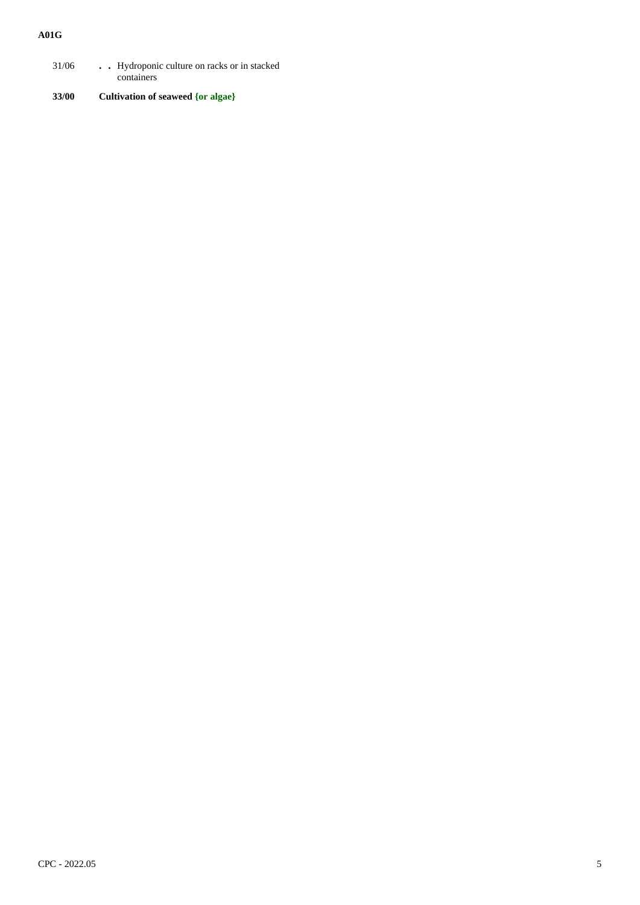31/06 . . Hydroponic culture on racks or in stacked containers

**33/00 Cultivation of seaweed {or algae}**